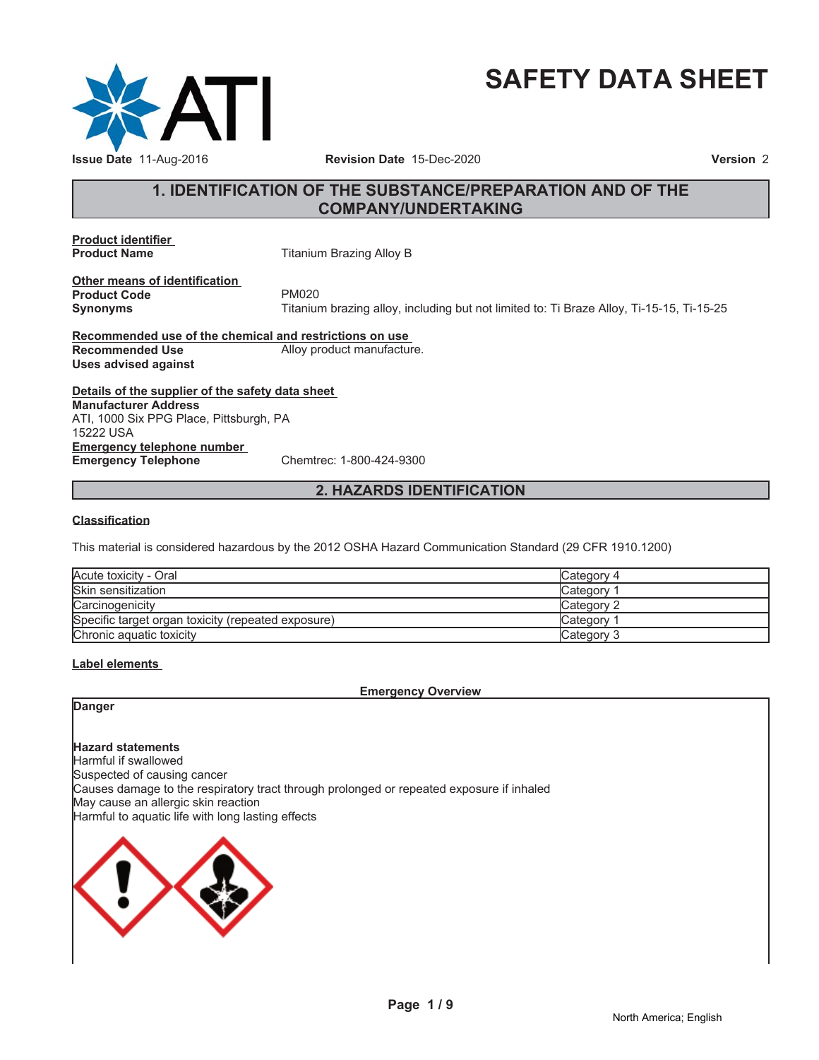# SAFETY DATA SHEET

**Issue Date** 11-Aug-2016 **Revision Date** 15-Dec-2020 **Version** 2

## 1. IDENTIFICATION OF THE SUBSTANCE/PREPARATION AND OF THE COMPANY/UNDERTAKING

**Product identifier**

**Product Name** Titanium Brazing Alloy B

**Other means of identification**

**Product Code** PM020

**Synonyms** Titanium brazing alloy, including but not limited to: Ti Braze Alloy, Ti-15-15, Ti-15-25

**Recommended use of the chemical and restrictions on use**

**Recommended Use** Alloy product manufacture.

**Uses advised against**

**Details of the supplier of the safety data sheet**

**Manufacturer Address**
ATI, 1000 Six PPG Place, Pittsburgh, PA
15222 USA

**Emergency telephone number**

**Emergency Telephone** Chemtrec: 1-800-424-9300

## 2. HAZARDS IDENTIFICATION

**Classification**

This material is considered hazardous by the 2012 OSHA Hazard Communication Standard (29 CFR 1910.1200)

| | |
|---|---|
| Acute toxicity - Oral | Category 4 |
| Skin sensitization | Category 1 |
| Carcinogenicity | Category 2 |
| Specific target organ toxicity (repeated exposure) | Category 1 |
| Chronic aquatic toxicity | Category 3 |

**Label elements**

**Emergency Overview**

**Danger**

**Hazard statements**
Harmful if swallowed
Suspected of causing cancer
Causes damage to the respiratory tract through prolonged or repeated exposure if inhaled
May cause an allergic skin reaction
Harmful to aquatic life with long lasting effects

North America; English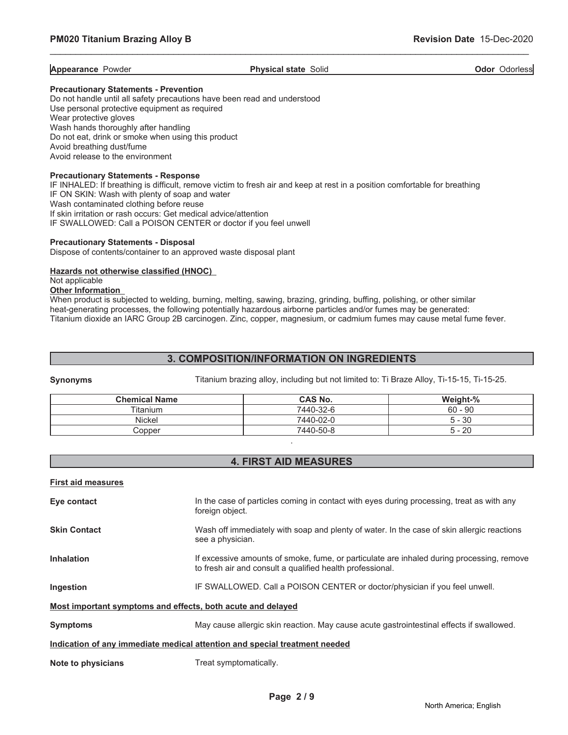**Appearance** Powder **Physical state** Solid **Odor** Odorless

**Precautionary Statements - Prevention**

Do not handle until all safety precautions have been read and understood
Use personal protective equipment as required
Wear protective gloves
Wash hands thoroughly after handling
Do not eat, drink or smoke when using this product
Avoid breathing dust/fume
Avoid release to the environment

**Precautionary Statements - Response**

IF INHALED: If breathing is difficult, remove victim to fresh air and keep at rest in a position comfortable for breathing
IF ON SKIN: Wash with plenty of soap and water
Wash contaminated clothing before reuse
If skin irritation or rash occurs: Get medical advice/attention
IF SWALLOWED: Call a POISON CENTER or doctor if you feel unwell

**Precautionary Statements - Disposal**

Dispose of contents/container to an approved waste disposal plant

**Hazards not otherwise classified (HNOC)**

Not applicable

**Other Information**

When product is subjected to welding, burning, melting, sawing, brazing, grinding, buffing, polishing, or other similar heat-generating processes, the following potentially hazardous airborne particles and/or fumes may be generated: Titanium dioxide an IARC Group 2B carcinogen. Zinc, copper, magnesium, or cadmium fumes may cause metal fume fever.

## 3. COMPOSITION/INFORMATION ON INGREDIENTS

**Synonyms** Titanium brazing alloy, including but not limited to: Ti Braze Alloy, Ti-15-15, Ti-15-25.

| Chemical Name | CAS No. | Weight-% |
|---|---|---|
| Titanium | 7440-32-6 | 60 - 90 |
| Nickel | 7440-02-0 | 5 - 30 |
| Copper | 7440-50-8 | 5 - 20 |

.

## 4. FIRST AID MEASURES

**First aid measures**

**Eye contact** In the case of particles coming in contact with eyes during processing, treat as with any foreign object.

**Skin Contact** Wash off immediately with soap and plenty of water. In the case of skin allergic reactions see a physician.

**Inhalation** If excessive amounts of smoke, fume, or particulate are inhaled during processing, remove to fresh air and consult a qualified health professional.

**Ingestion** IF SWALLOWED. Call a POISON CENTER or doctor/physician if you feel unwell.

**Most important symptoms and effects, both acute and delayed**

**Symptoms** May cause allergic skin reaction. May cause acute gastrointestinal effects if swallowed.

**Indication of any immediate medical attention and special treatment needed**

**Note to physicians** Treat symptomatically.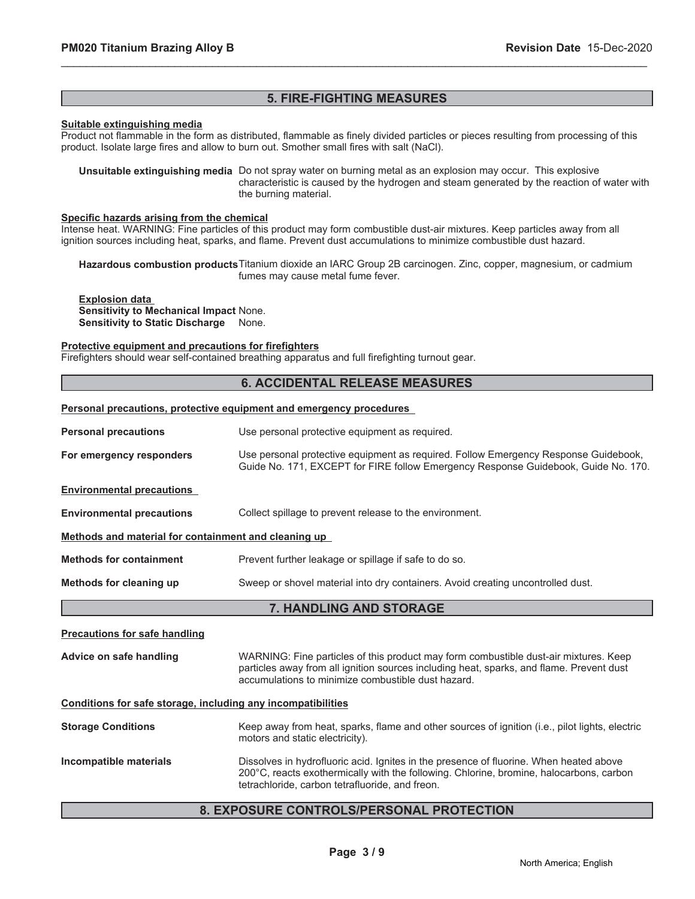## 5. FIRE-FIGHTING MEASURES

**Suitable extinguishing media**

Product not flammable in the form as distributed, flammable as finely divided particles or pieces resulting from processing of this product. Isolate large fires and allow to burn out. Smother small fires with salt (NaCl).

**Unsuitable extinguishing media** Do not spray water on burning metal as an explosion may occur. This explosive characteristic is caused by the hydrogen and steam generated by the reaction of water with the burning material.

**Specific hazards arising from the chemical**

Intense heat. WARNING: Fine particles of this product may form combustible dust-air mixtures. Keep particles away from all ignition sources including heat, sparks, and flame. Prevent dust accumulations to minimize combustible dust hazard.

**Hazardous combustion products** Titanium dioxide an IARC Group 2B carcinogen. Zinc, copper, magnesium, or cadmium fumes may cause metal fume fever.

**Explosion data**

**Sensitivity to Mechanical Impact** None.

**Sensitivity to Static Discharge** None.

**Protective equipment and precautions for firefighters**

Firefighters should wear self-contained breathing apparatus and full firefighting turnout gear.

## 6. ACCIDENTAL RELEASE MEASURES

**Personal precautions, protective equipment and emergency procedures**

| | |
|---|---|
| **Personal precautions** | Use personal protective equipment as required. |
| **For emergency responders** | Use personal protective equipment as required. Follow Emergency Response Guidebook, Guide No. 171, EXCEPT for FIRE follow Emergency Response Guidebook, Guide No. 170. |

**Environmental precautions**

| | |
|---|---|
| **Environmental precautions** | Collect spillage to prevent release to the environment. |

**Methods and material for containment and cleaning up**

| | |
|---|---|
| **Methods for containment** | Prevent further leakage or spillage if safe to do so. |
| **Methods for cleaning up** | Sweep or shovel material into dry containers. Avoid creating uncontrolled dust. |

## 7. HANDLING AND STORAGE

**Precautions for safe handling**

| | |
|---|---|
| **Advice on safe handling** | WARNING: Fine particles of this product may form combustible dust-air mixtures. Keep particles away from all ignition sources including heat, sparks, and flame. Prevent dust accumulations to minimize combustible dust hazard. |

**Conditions for safe storage, including any incompatibilities**

| | |
|---|---|
| **Storage Conditions** | Keep away from heat, sparks, flame and other sources of ignition (i.e., pilot lights, electric motors and static electricity). |
| **Incompatible materials** | Dissolves in hydrofluoric acid. Ignites in the presence of fluorine. When heated above 200°C, reacts exothermically with the following. Chlorine, bromine, halocarbons, carbon tetrachloride, carbon tetrafluoride, and freon. |

## 8. EXPOSURE CONTROLS/PERSONAL PROTECTION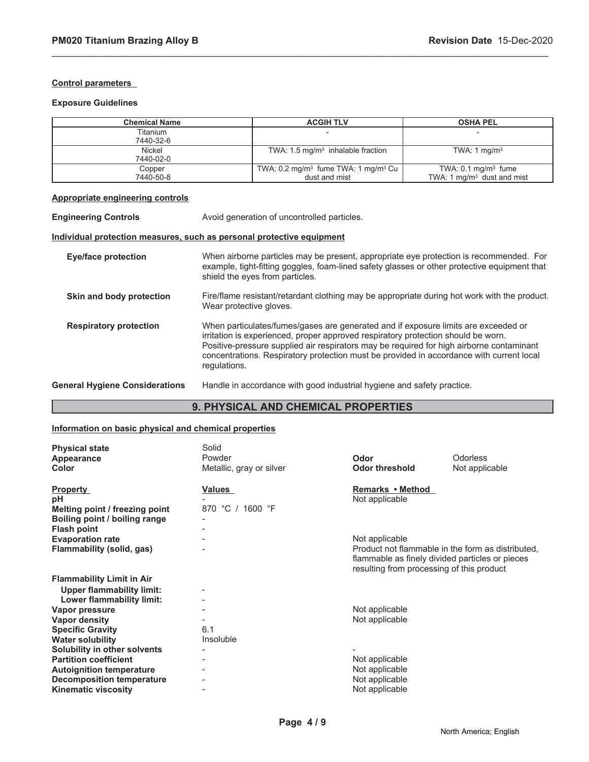**Control parameters**

**Exposure Guidelines**

| Chemical Name | ACGIH TLV | OSHA PEL |
|---|---|---|
| Titanium<br>7440-32-6 | - | - |
| Nickel<br>7440-02-0 | TWA: 1.5 mg/m$^3$ inhalable fraction | TWA: 1 mg/m$^3$ |
| Copper<br>7440-50-8 | TWA: 0.2 mg/m$^3$ fume TWA: 1 mg/m$^3$ Cu dust and mist | TWA: 0.1 mg/m$^3$ fume<br>TWA: 1 mg/m$^3$ dust and mist |

**Appropriate engineering controls**

**Engineering Controls** Avoid generation of uncontrolled particles.

**Individual protection measures, such as personal protective equipment**

**Eye/face protection** When airborne particles may be present, appropriate eye protection is recommended. For example, tight-fitting goggles, foam-lined safety glasses or other protective equipment that shield the eyes from particles.

**Skin and body protection** Fire/flame resistant/retardant clothing may be appropriate during hot work with the product. Wear protective gloves.

**Respiratory protection** When particulates/fumes/gases are generated and if exposure limits are exceeded or irritation is experienced, proper approved respiratory protection should be worn. Positive-pressure supplied air respirators may be required for high airborne contaminant concentrations. Respiratory protection must be provided in accordance with current local regulations.

**General Hygiene Considerations** Handle in accordance with good industrial hygiene and safety practice.

## 9. PHYSICAL AND CHEMICAL PROPERTIES

**Information on basic physical and chemical properties**

| | | | |
|---|---|---|---|
| **Physical state** | Solid | | |
| **Appearance** | Powder | **Odor** | Odorless |
| **Color** | Metallic, gray or silver | **Odor threshold** | Not applicable |

| **Property** | **Values** | **Remarks • Method** |
|---|---|---|
| **pH** | - | Not applicable |
| **Melting point / freezing point** | 870 °C / 1600 °F | |
| **Boiling point / boiling range** | - | |
| **Flash point** | - | |
| **Evaporation rate** | - | Not applicable |
| **Flammability (solid, gas)** | - | Product not flammable in the form as distributed, flammable as finely divided particles or pieces resulting from processing of this product |
| **Flammability Limit in Air** | | |
| **Upper flammability limit:** | - | |
| **Lower flammability limit:** | - | |
| **Vapor pressure** | - | Not applicable |
| **Vapor density** | - | Not applicable |
| **Specific Gravity** | 6.1 | |
| **Water solubility** | Insoluble | |
| **Solubility in other solvents** | - | - |
| **Partition coefficient** | - | Not applicable |
| **Autoignition temperature** | - | Not applicable |
| **Decomposition temperature** | - | Not applicable |
| **Kinematic viscosity** | - | Not applicable |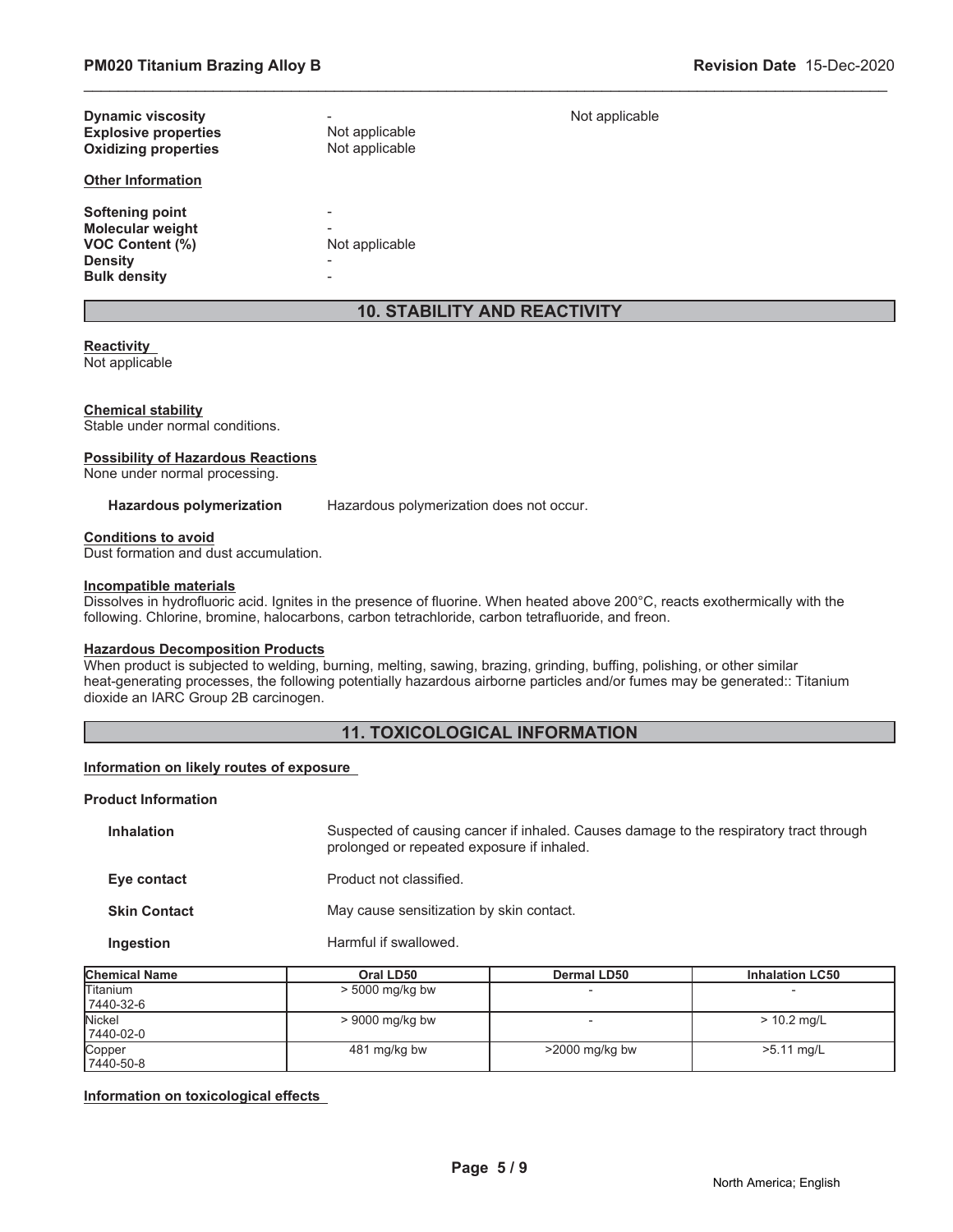| | | |
|---|---|---|
| **Dynamic viscosity** | - | Not applicable |
| **Explosive properties** | Not applicable | |
| **Oxidizing properties** | Not applicable | |

**Other Information**

| | |
|---|---|
| **Softening point** | - |
| **Molecular weight** | - |
| **VOC Content (%)** | Not applicable |
| **Density** | - |
| **Bulk density** | - |

## 10. STABILITY AND REACTIVITY

**Reactivity**
Not applicable

**Chemical stability**
Stable under normal conditions.

**Possibility of Hazardous Reactions**
None under normal processing.

**Hazardous polymerization** Hazardous polymerization does not occur.

**Conditions to avoid**
Dust formation and dust accumulation.

**Incompatible materials**
Dissolves in hydrofluoric acid. Ignites in the presence of fluorine. When heated above 200°C, reacts exothermically with the following. Chlorine, bromine, halocarbons, carbon tetrachloride, carbon tetrafluoride, and freon.

**Hazardous Decomposition Products**
When product is subjected to welding, burning, melting, sawing, brazing, grinding, buffing, polishing, or other similar heat-generating processes, the following potentially hazardous airborne particles and/or fumes may be generated:: Titanium dioxide an IARC Group 2B carcinogen.

## 11. TOXICOLOGICAL INFORMATION

**Information on likely routes of exposure**

**Product Information**

| | |
|---|---|
| **Inhalation** | Suspected of causing cancer if inhaled. Causes damage to the respiratory tract through prolonged or repeated exposure if inhaled. |
| **Eye contact** | Product not classified. |
| **Skin Contact** | May cause sensitization by skin contact. |
| **Ingestion** | Harmful if swallowed. |

| Chemical Name | Oral LD50 | Dermal LD50 | Inhalation LC50 |
|---|---|---|---|
| Titanium 7440-32-6 | > 5000 mg/kg bw | - | - |
| Nickel 7440-02-0 | > 9000 mg/kg bw | - | > 10.2 mg/L |
| Copper 7440-50-8 | 481 mg/kg bw | >2000 mg/kg bw | >5.11 mg/L |

**Information on toxicological effects**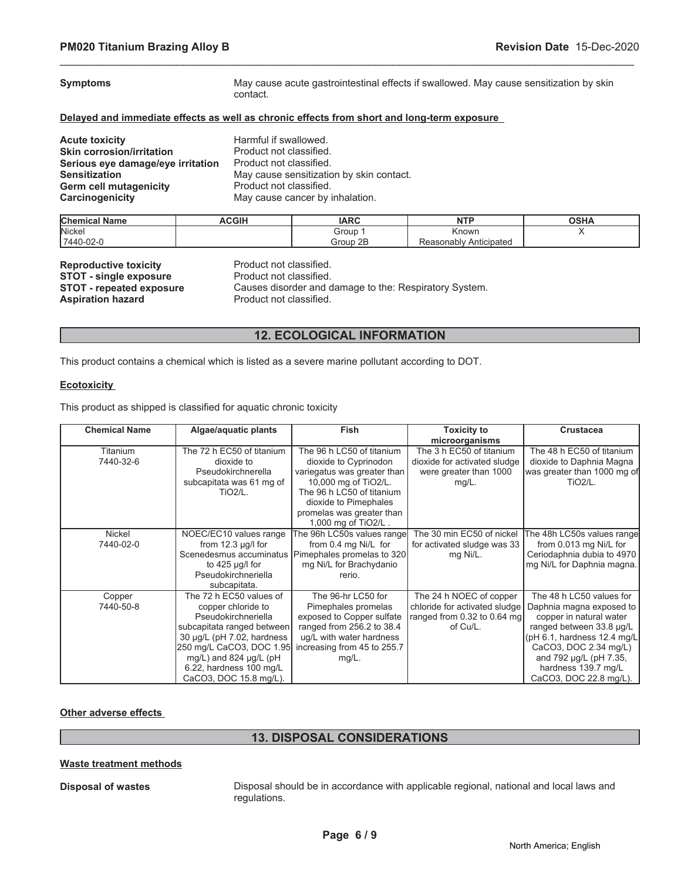**Symptoms** May cause acute gastrointestinal effects if swallowed. May cause sensitization by skin contact.

**Delayed and immediate effects as well as chronic effects from short and long-term exposure**

**Acute toxicity** Harmful if swallowed.
**Skin corrosion/irritation** Product not classified.
**Serious eye damage/eye irritation** Product not classified.
**Sensitization** May cause sensitization by skin contact.
**Germ cell mutagenicity** Product not classified.
**Carcinogenicity** May cause cancer by inhalation.

| Chemical Name | ACGIH | IARC | NTP | OSHA |
|---|---|---|---|---|
| Nickel 7440-02-0 | | Group 1 Group 2B | Known Reasonably Anticipated | X |

**Reproductive toxicity** Product not classified.
**STOT - single exposure** Product not classified.
**STOT - repeated exposure** Causes disorder and damage to the: Respiratory System.
**Aspiration hazard** Product not classified.

## 12. ECOLOGICAL INFORMATION

This product contains a chemical which is listed as a severe marine pollutant according to DOT.

**Ecotoxicity**

This product as shipped is classified for aquatic chronic toxicity

| Chemical Name | Algae/aquatic plants | Fish | Toxicity to microorganisms | Crustacea |
|---|---|---|---|---|
| Titanium 7440-32-6 | The 72 h EC50 of titanium dioxide to Pseudokirchnerella subcapitata was 61 mg of $TiO_2$/L. | The 96 h LC50 of titanium dioxide to Cyprinodon variegatus was greater than 10,000 mg of $TiO_2$/L. The 96 h LC50 of titanium dioxide to Pimephales promelas was greater than 1,000 mg of $TiO_2$/L . | The 3 h EC50 of titanium dioxide for activated sludge were greater than 1000 mg/L. | The 48 h EC50 of titanium dioxide to Daphnia Magna was greater than 1000 mg of $TiO_2$/L. |
| Nickel 7440-02-0 | NOEC/EC10 values range from 12.3 µg/l for Scenedesmus accuminatus to 425 µg/l for Pseudokirchneriella subcapitata. | The 96h LC50s values range from 0.4 mg Ni/L for Pimephales promelas to 320 mg Ni/L for Brachydanio rerio. | The 30 min EC50 of nickel for activated sludge was 33 mg Ni/L. | The 48h LC50s values range from 0.013 mg Ni/L for Ceriodaphnia dubia to 4970 mg Ni/L for Daphnia magna. |
| Copper 7440-50-8 | The 72 h EC50 values of copper chloride to Pseudokirchneriella subcapitata ranged between 30 µg/L (pH 7.02, hardness 250 mg/L $CaCO_3$, DOC 1.95 mg/L) and 824 µg/L (pH 6.22, hardness 100 mg/L $CaCO_3$, DOC 15.8 mg/L). | The 96-hr LC50 for Pimephales promelas exposed to Copper sulfate ranged from 256.2 to 38.4 ug/L with water hardness increasing from 45 to 255.7 mg/L. | The 24 h NOEC of copper chloride for activated sludge ranged from 0.32 to 0.64 mg of Cu/L. | The 48 h LC50 values for Daphnia magna exposed to copper in natural water ranged between 33.8 µg/L (pH 6.1, hardness 12.4 mg/L $CaCO_3$, DOC 2.34 mg/L) and 792 µg/L (pH 7.35, hardness 139.7 mg/L $CaCO_3$, DOC 22.8 mg/L). |

**Other adverse effects**

## 13. DISPOSAL CONSIDERATIONS

**Waste treatment methods**

**Disposal of wastes** Disposal should be in accordance with applicable regional, national and local laws and regulations.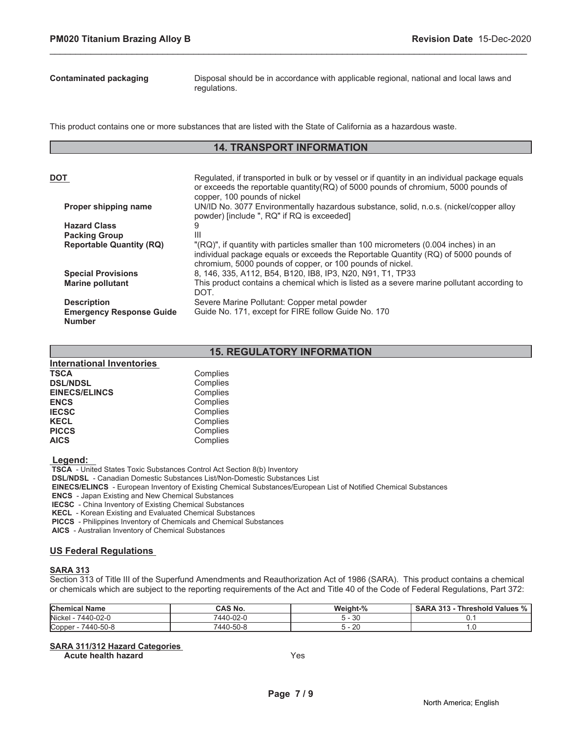**Contaminated packaging** Disposal should be in accordance with applicable regional, national and local laws and regulations.

This product contains one or more substances that are listed with the State of California as a hazardous waste.

## 14. TRANSPORT INFORMATION

**DOT** Regulated, if transported in bulk or by vessel or if quantity in an individual package equals or exceeds the reportable quantity(RQ) of 5000 pounds of chromium, 5000 pounds of copper, 100 pounds of nickel

| | |
|---|---|
| **Proper shipping name** | UN/ID No. 3077 Environmentally hazardous substance, solid, n.o.s. (nickel/copper alloy powder) [include ", RQ" if RQ is exceeded] |
| **Hazard Class** | 9 |
| **Packing Group** | III |
| **Reportable Quantity (RQ)** | "(RQ)", if quantity with particles smaller than 100 micrometers (0.004 inches) in an individual package equals or exceeds the Reportable Quantity (RQ) of 5000 pounds of chromium, 5000 pounds of copper, or 100 pounds of nickel. |
| **Special Provisions** | 8, 146, 335, A112, B54, B120, IB8, IP3, N20, N91, T1, TP33 |
| **Marine pollutant** | This product contains a chemical which is listed as a severe marine pollutant according to DOT. |
| **Description** | Severe Marine Pollutant: Copper metal powder |
| **Emergency Response Guide Number** | Guide No. 171, except for FIRE follow Guide No. 170 |

## 15. REGULATORY INFORMATION

**International Inventories**

| | |
|---|---|
| **TSCA** | Complies |
| **DSL/NDSL** | Complies |
| **EINECS/ELINCS** | Complies |
| **ENCS** | Complies |
| **IECSC** | Complies |
| **KECL** | Complies |
| **PICCS** | Complies |
| **AICS** | Complies |

**Legend:**

**TSCA** - United States Toxic Substances Control Act Section 8(b) Inventory
**DSL/NDSL** - Canadian Domestic Substances List/Non-Domestic Substances List
**EINECS/ELINCS** - European Inventory of Existing Chemical Substances/European List of Notified Chemical Substances
**ENCS** - Japan Existing and New Chemical Substances
**IECSC** - China Inventory of Existing Chemical Substances
**KECL** - Korean Existing and Evaluated Chemical Substances
**PICCS** - Philippines Inventory of Chemicals and Chemical Substances
**AICS** - Australian Inventory of Chemical Substances

### US Federal Regulations

**SARA 313**

Section 313 of Title III of the Superfund Amendments and Reauthorization Act of 1986 (SARA). This product contains a chemical or chemicals which are subject to the reporting requirements of the Act and Title 40 of the Code of Federal Regulations, Part 372:

| Chemical Name | CAS No. | Weight-% | SARA 313 - Threshold Values % |
|---|---|---|---|
| Nickel - 7440-02-0 | 7440-02-0 | 5 - 30 | 0.1 |
| Copper - 7440-50-8 | 7440-50-8 | 5 - 20 | 1.0 |

**SARA 311/312 Hazard Categories**

| | |
|---|---|
| **Acute health hazard** | Yes |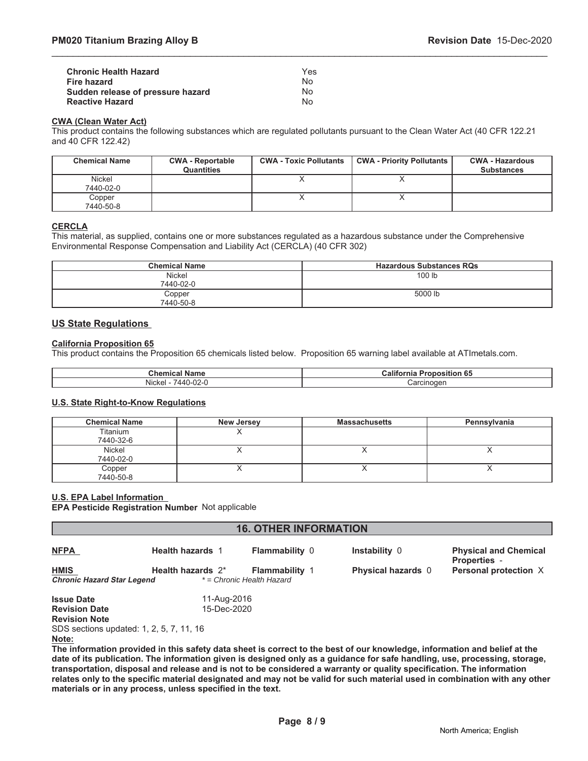| | |
|---|---|
| **Chronic Health Hazard** | Yes |
| **Fire hazard** | No |
| **Sudden release of pressure hazard** | No |
| **Reactive Hazard** | No |

#### CWA (Clean Water Act)

This product contains the following substances which are regulated pollutants pursuant to the Clean Water Act (40 CFR 122.21 and 40 CFR 122.42)

| Chemical Name | CWA - Reportable Quantities | CWA - Toxic Pollutants | CWA - Priority Pollutants | CWA - Hazardous Substances |
|---|---|---|---|---|
| Nickel 7440-02-0 | | X | X | |
| Copper 7440-50-8 | | X | X | |

#### CERCLA

This material, as supplied, contains one or more substances regulated as a hazardous substance under the Comprehensive Environmental Response Compensation and Liability Act (CERCLA) (40 CFR 302)

| Chemical Name | Hazardous Substances RQs |
|---|---|
| Nickel 7440-02-0 | 100 lb |
| Copper 7440-50-8 | 5000 lb |

### US State Regulations

#### California Proposition 65

This product contains the Proposition 65 chemicals listed below. Proposition 65 warning label available at ATImetals.com.

| Chemical Name | California Proposition 65 |
|---|---|
| Nickel - 7440-02-0 | Carcinogen |

#### U.S. State Right-to-Know Regulations

| Chemical Name | New Jersey | Massachusetts | Pennsylvania |
|---|---|---|---|
| Titanium 7440-32-6 | X | | |
| Nickel 7440-02-0 | X | X | X |
| Copper 7440-50-8 | X | X | X |

#### U.S. EPA Label Information

**EPA Pesticide Registration Number** Not applicable

## 16. OTHER INFORMATION

| | | | | |
|---|---|---|---|---|
| **NFPA** | **Health hazards** 1 | **Flammability** 0 | **Instability** 0 | **Physical and Chemical Properties** - |
| **HMIS** | **Health hazards** 2* | **Flammability** 1 | **Physical hazards** 0 | **Personal protection** X |
| ***Chronic Hazard Star Legend*** | *\* = Chronic Health Hazard* | | | |

**Issue Date** 11-Aug-2016
**Revision Date** 15-Dec-2020
**Revision Note**
SDS sections updated: 1, 2, 5, 7, 11, 16

**Note:**

**The information provided in this safety data sheet is correct to the best of our knowledge, information and belief at the date of its publication. The information given is designed only as a guidance for safe handling, use, processing, storage, transportation, disposal and release and is not to be considered a warranty or quality specification. The information relates only to the specific material designated and may not be valid for such material used in combination with any other materials or in any process, unless specified in the text.**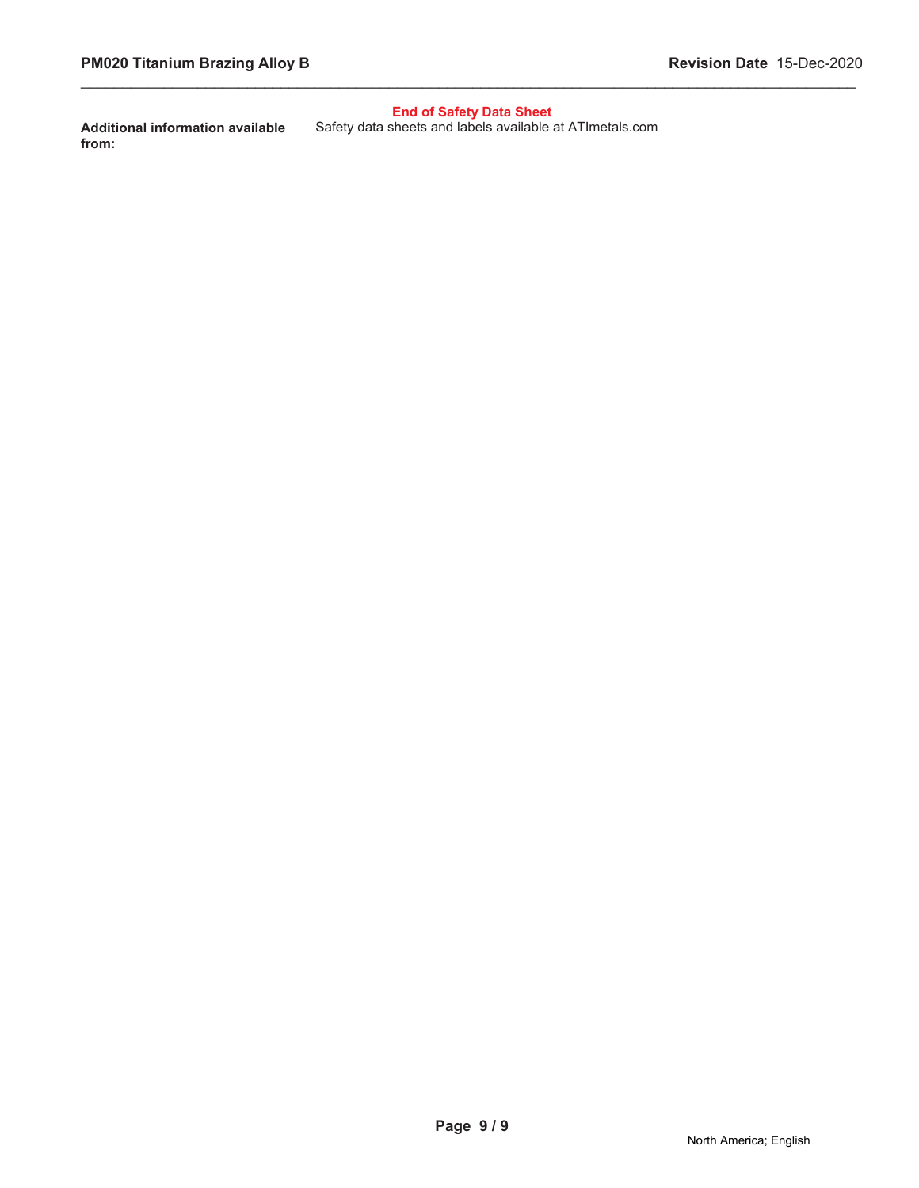**End of Safety Data Sheet**

**Additional information available from:** Safety data sheets and labels available at ATImetals.com